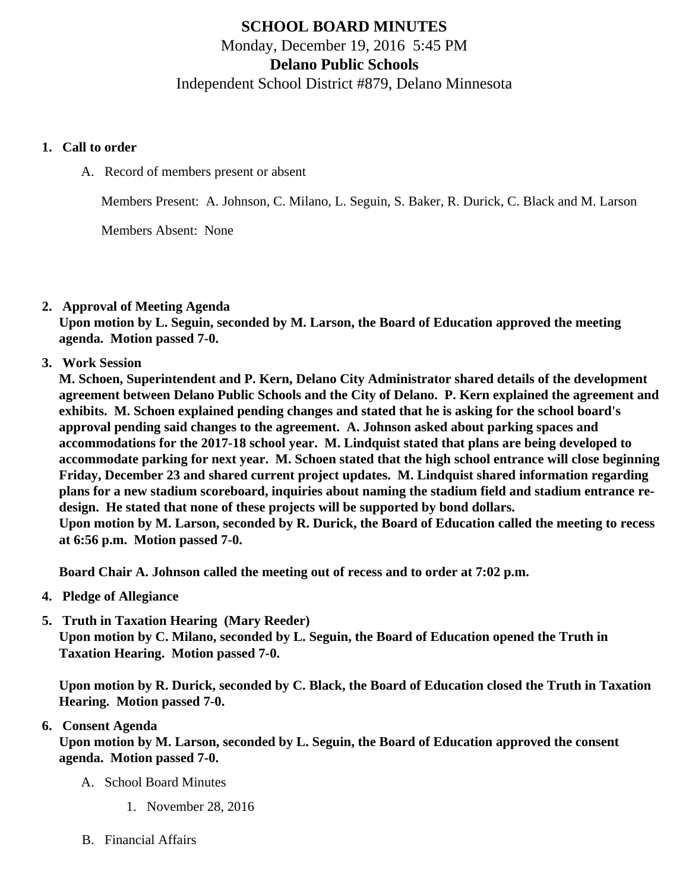# SCHOOL BOARD MINUTES

Monday, December 19, 2016 5:45 PM

**Delano Public Schools**

Independent School District #879, Delano Minnesota

1. **Call to order**

   A. Record of members present or absent

   Members Present: A. Johnson, C. Milano, L. Seguin, S. Baker, R. Durick, C. Black and M. Larson

   Members Absent: None

2. **Approval of Meeting Agenda**
   **Upon motion by L. Seguin, seconded by M. Larson, the Board of Education approved the meeting agenda. Motion passed 7-0.**

3. **Work Session**
   **M. Schoen, Superintendent and P. Kern, Delano City Administrator shared details of the development agreement between Delano Public Schools and the City of Delano. P. Kern explained the agreement and exhibits. M. Schoen explained pending changes and stated that he is asking for the school board's approval pending said changes to the agreement. A. Johnson asked about parking spaces and accommodations for the 2017-18 school year. M. Lindquist stated that plans are being developed to accommodate parking for next year. M. Schoen stated that the high school entrance will close beginning Friday, December 23 and shared current project updates. M. Lindquist shared information regarding plans for a new stadium scoreboard, inquiries about naming the stadium field and stadium entrance re-design. He stated that none of these projects will be supported by bond dollars.**
   **Upon motion by M. Larson, seconded by R. Durick, the Board of Education called the meeting to recess at 6:56 p.m. Motion passed 7-0.**

   **Board Chair A. Johnson called the meeting out of recess and to order at 7:02 p.m.**

4. **Pledge of Allegiance**

5. **Truth in Taxation Hearing (Mary Reeder)**
   **Upon motion by C. Milano, seconded by L. Seguin, the Board of Education opened the Truth in Taxation Hearing. Motion passed 7-0.**

   **Upon motion by R. Durick, seconded by C. Black, the Board of Education closed the Truth in Taxation Hearing. Motion passed 7-0.**

6. **Consent Agenda**
   **Upon motion by M. Larson, seconded by L. Seguin, the Board of Education approved the consent agenda. Motion passed 7-0.**

   A. School Board Minutes

      1. November 28, 2016

   B. Financial Affairs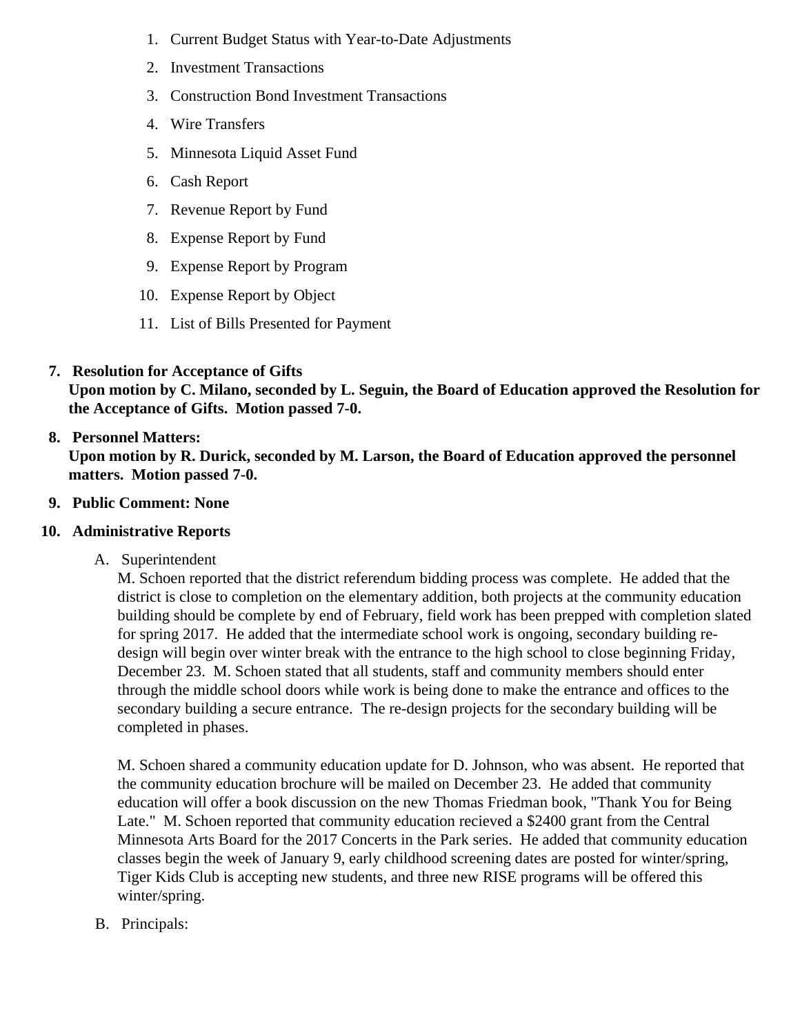1. Current Budget Status with Year-to-Date Adjustments
2. Investment Transactions
3. Construction Bond Investment Transactions
4. Wire Transfers
5. Minnesota Liquid Asset Fund
6. Cash Report
7. Revenue Report by Fund
8. Expense Report by Fund
9. Expense Report by Program
10. Expense Report by Object
11. List of Bills Presented for Payment

7. **Resolution for Acceptance of Gifts**
   **Upon motion by C. Milano, seconded by L. Seguin, the Board of Education approved the Resolution for the Acceptance of Gifts. Motion passed 7-0.**

8. **Personnel Matters:**
   **Upon motion by R. Durick, seconded by M. Larson, the Board of Education approved the personnel matters. Motion passed 7-0.**

9. **Public Comment: None**

10. **Administrative Reports**

    A. Superintendent
    M. Schoen reported that the district referendum bidding process was complete. He added that the district is close to completion on the elementary addition, both projects at the community education building should be complete by end of February, field work has been prepped with completion slated for spring 2017. He added that the intermediate school work is ongoing, secondary building re-design will begin over winter break with the entrance to the high school to close beginning Friday, December 23. M. Schoen stated that all students, staff and community members should enter through the middle school doors while work is being done to make the entrance and offices to the secondary building a secure entrance. The re-design projects for the secondary building will be completed in phases.

    M. Schoen shared a community education update for D. Johnson, who was absent. He reported that the community education brochure will be mailed on December 23. He added that community education will offer a book discussion on the new Thomas Friedman book, "Thank You for Being Late." M. Schoen reported that community education recieved a $2400 grant from the Central Minnesota Arts Board for the 2017 Concerts in the Park series. He added that community education classes begin the week of January 9, early childhood screening dates are posted for winter/spring, Tiger Kids Club is accepting new students, and three new RISE programs will be offered this winter/spring.

    B. Principals: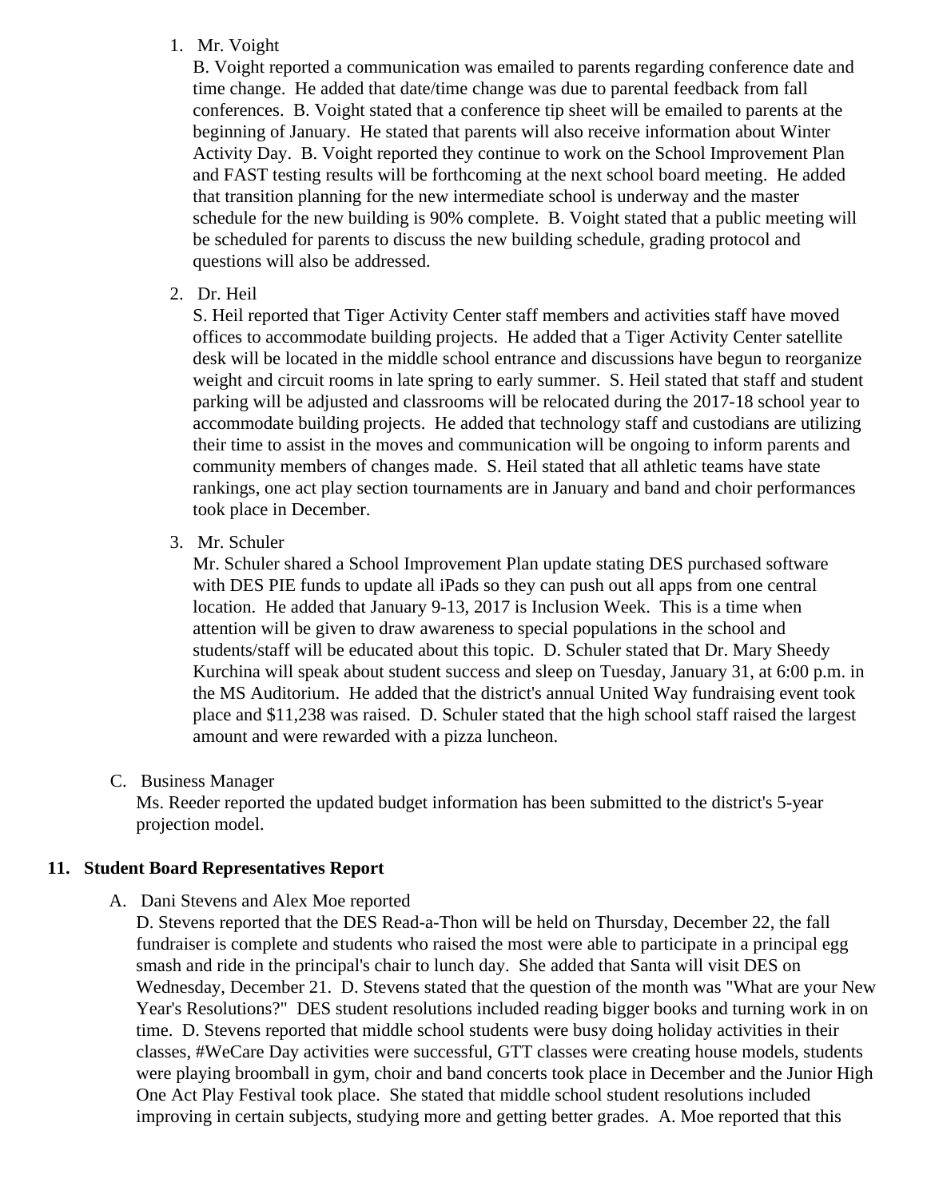1. Mr. Voight
   B. Voight reported a communication was emailed to parents regarding conference date and time change. He added that date/time change was due to parental feedback from fall conferences. B. Voight stated that a conference tip sheet will be emailed to parents at the beginning of January. He stated that parents will also receive information about Winter Activity Day. B. Voight reported they continue to work on the School Improvement Plan and FAST testing results will be forthcoming at the next school board meeting. He added that transition planning for the new intermediate school is underway and the master schedule for the new building is 90% complete. B. Voight stated that a public meeting will be scheduled for parents to discuss the new building schedule, grading protocol and questions will also be addressed.

2. Dr. Heil
   S. Heil reported that Tiger Activity Center staff members and activities staff have moved offices to accommodate building projects. He added that a Tiger Activity Center satellite desk will be located in the middle school entrance and discussions have begun to reorganize weight and circuit rooms in late spring to early summer. S. Heil stated that staff and student parking will be adjusted and classrooms will be relocated during the 2017-18 school year to accommodate building projects. He added that technology staff and custodians are utilizing their time to assist in the moves and communication will be ongoing to inform parents and community members of changes made. S. Heil stated that all athletic teams have state rankings, one act play section tournaments are in January and band and choir performances took place in December.

3. Mr. Schuler
   Mr. Schuler shared a School Improvement Plan update stating DES purchased software with DES PIE funds to update all iPads so they can push out all apps from one central location. He added that January 9-13, 2017 is Inclusion Week. This is a time when attention will be given to draw awareness to special populations in the school and students/staff will be educated about this topic. D. Schuler stated that Dr. Mary Sheedy Kurchina will speak about student success and sleep on Tuesday, January 31, at 6:00 p.m. in the MS Auditorium. He added that the district's annual United Way fundraising event took place and $11,238 was raised. D. Schuler stated that the high school staff raised the largest amount and were rewarded with a pizza luncheon.

C. Business Manager
   Ms. Reeder reported the updated budget information has been submitted to the district's 5-year projection model.

## 11. Student Board Representatives Report

A. Dani Stevens and Alex Moe reported
   D. Stevens reported that the DES Read-a-Thon will be held on Thursday, December 22, the fall fundraiser is complete and students who raised the most were able to participate in a principal egg smash and ride in the principal's chair to lunch day. She added that Santa will visit DES on Wednesday, December 21. D. Stevens stated that the question of the month was "What are your New Year's Resolutions?" DES student resolutions included reading bigger books and turning work in on time. D. Stevens reported that middle school students were busy doing holiday activities in their classes, #WeCare Day activities were successful, GTT classes were creating house models, students were playing broomball in gym, choir and band concerts took place in December and the Junior High One Act Play Festival took place. She stated that middle school student resolutions included improving in certain subjects, studying more and getting better grades. A. Moe reported that this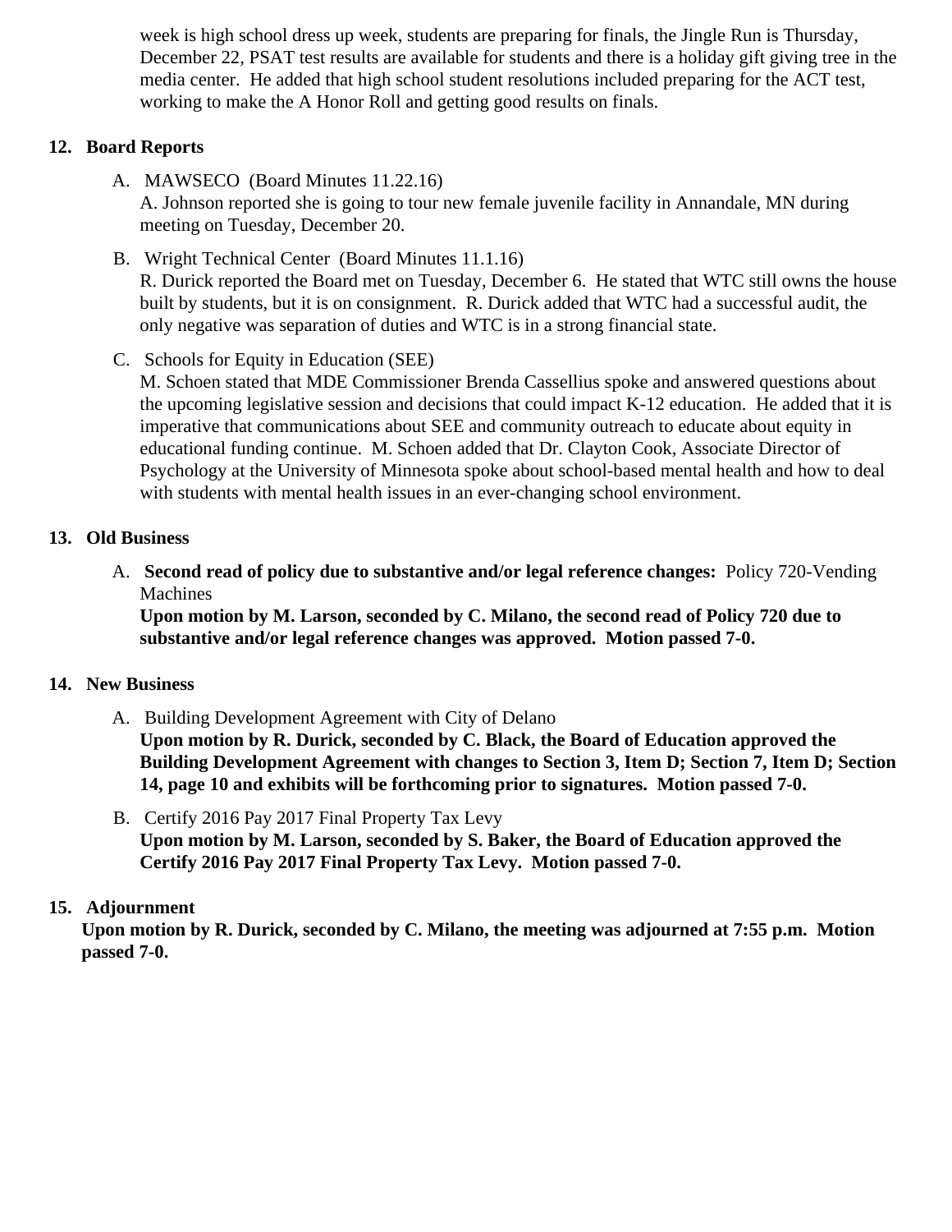week is high school dress up week, students are preparing for finals, the Jingle Run is Thursday, December 22, PSAT test results are available for students and there is a holiday gift giving tree in the media center. He added that high school student resolutions included preparing for the ACT test, working to make the A Honor Roll and getting good results on finals.

**12. Board Reports**

A. MAWSECO (Board Minutes 11.22.16)
A. Johnson reported she is going to tour new female juvenile facility in Annandale, MN during meeting on Tuesday, December 20.

B. Wright Technical Center (Board Minutes 11.1.16)
R. Durick reported the Board met on Tuesday, December 6. He stated that WTC still owns the house built by students, but it is on consignment. R. Durick added that WTC had a successful audit, the only negative was separation of duties and WTC is in a strong financial state.

C. Schools for Equity in Education (SEE)
M. Schoen stated that MDE Commissioner Brenda Cassellius spoke and answered questions about the upcoming legislative session and decisions that could impact K-12 education. He added that it is imperative that communications about SEE and community outreach to educate about equity in educational funding continue. M. Schoen added that Dr. Clayton Cook, Associate Director of Psychology at the University of Minnesota spoke about school-based mental health and how to deal with students with mental health issues in an ever-changing school environment.

**13. Old Business**

A. **Second read of policy due to substantive and/or legal reference changes:** Policy 720-Vending Machines
**Upon motion by M. Larson, seconded by C. Milano, the second read of Policy 720 due to substantive and/or legal reference changes was approved. Motion passed 7-0.**

**14. New Business**

A. Building Development Agreement with City of Delano
**Upon motion by R. Durick, seconded by C. Black, the Board of Education approved the Building Development Agreement with changes to Section 3, Item D; Section 7, Item D; Section 14, page 10 and exhibits will be forthcoming prior to signatures. Motion passed 7-0.**

B. Certify 2016 Pay 2017 Final Property Tax Levy
**Upon motion by M. Larson, seconded by S. Baker, the Board of Education approved the Certify 2016 Pay 2017 Final Property Tax Levy. Motion passed 7-0.**

**15. Adjournment**
**Upon motion by R. Durick, seconded by C. Milano, the meeting was adjourned at 7:55 p.m. Motion passed 7-0.**